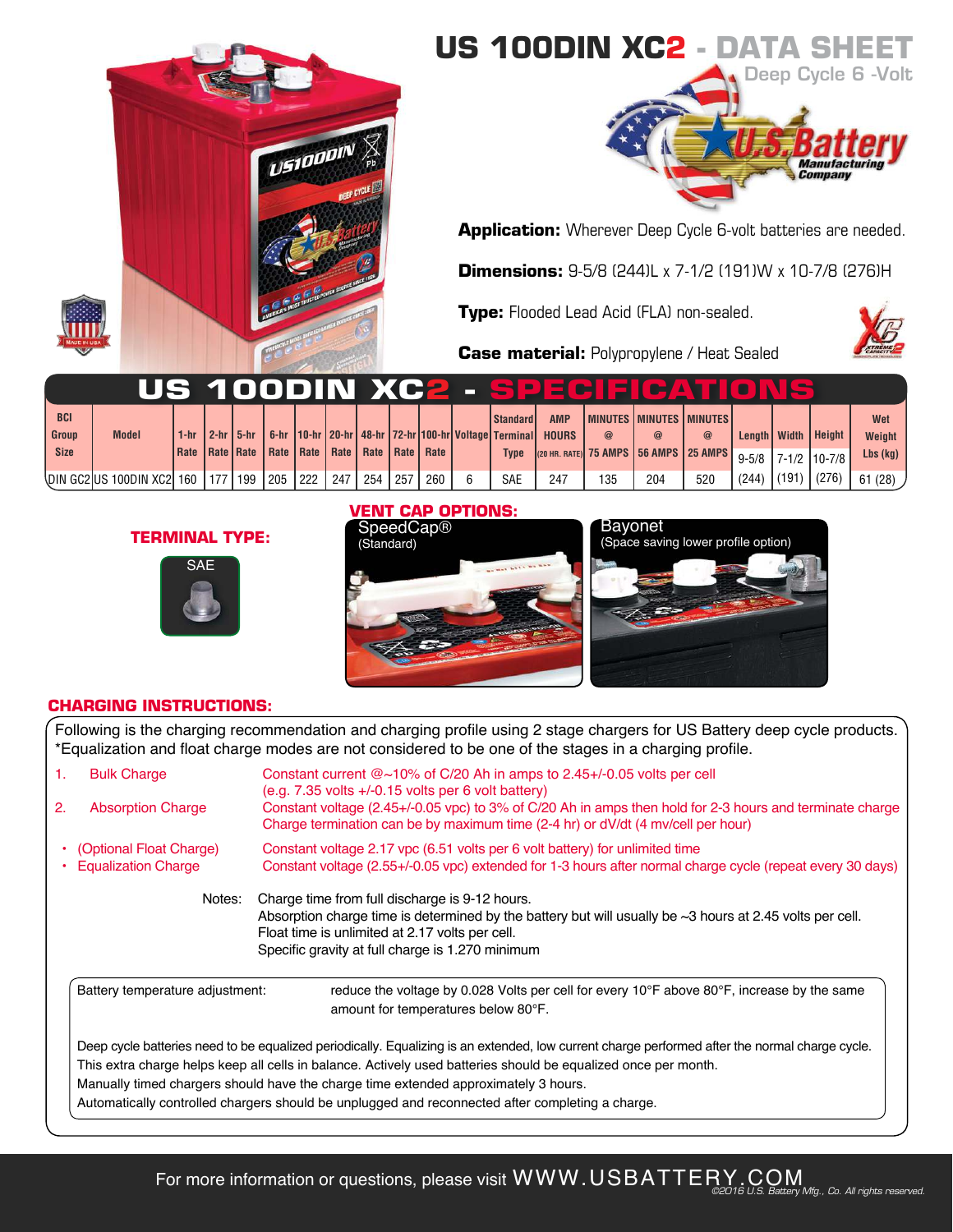# US 100DIN XC2 - DATA SHEET

Deep Cycle 6 -Volt

**Application:** Wherever Deep Cycle 6-volt batteries are needed.

**Dimensions:** 9-5/8 (244)L x 7-1/2 (191)W x 10-7/8 (276)H

**Type:** Flooded Lead Acid (FLA) non-sealed.

**Case material:** Polypropylene / Heat Sealed

## US 100DIN XC2 - SPECIFICATIONS

| BCI Group Size | Model | 1-hr Rate | 2-hr Rate | 5-hr Rate | 6-hr Rate | 10-hr Rate | 20-hr Rate | 48-hr Rate | 72-hr Rate | 100-hr Rate | Voltage | Standard Terminal Type | AMP HOURS (20 HR. RATE) | MINUTES @ 75 AMPS | MINUTES @ 56 AMPS | MINUTES @ 25 AMPS | Length | Width | Height | Wet Weight Lbs (kg) |
|---|---|---|---|---|---|---|---|---|---|---|---|---|---|---|---|---|---|---|---|---|
| | | | | | | | | | | | | | | | | | 9-5/8 | 7-1/2 | 10-7/8 | |
| DIN GC2 | US 100DIN XC2 | 160 | 177 | 199 | 205 | 222 | 247 | 254 | 257 | 260 | 6 | SAE | 247 | 135 | 204 | 520 | (244) | (191) | (276) | 61 (28) |

### TERMINAL TYPE:

SAE

### VENT CAP OPTIONS:

SpeedCap® (Standard)

Bayonet (Space saving lower profile option)

### CHARGING INSTRUCTIONS:

Following is the charging recommendation and charging profile using 2 stage chargers for US Battery deep cycle products.
*Equalization and float charge modes are not considered to be one of the stages in a charging profile.

1. **Bulk Charge** — Constant current @~10% of C/20 Ah in amps to 2.45+/-0.05 volts per cell (e.g. 7.35 volts +/-0.15 volts per 6 volt battery)
2. **Absorption Charge** — Constant voltage (2.45+/-0.05 vpc) to 3% of C/20 Ah in amps then hold for 2-3 hours and terminate charge. Charge termination can be by maximum time (2-4 hr) or dV/dt (4 mv/cell per hour)

- **(Optional Float Charge)** — Constant voltage 2.17 vpc (6.51 volts per 6 volt battery) for unlimited time
- **Equalization Charge** — Constant voltage (2.55+/-0.05 vpc) extended for 1-3 hours after normal charge cycle (repeat every 30 days)

Notes: Charge time from full discharge is 9-12 hours.
Absorption charge time is determined by the battery but will usually be ~3 hours at 2.45 volts per cell.
Float time is unlimited at 2.17 volts per cell.
Specific gravity at full charge is 1.270 minimum

Battery temperature adjustment: reduce the voltage by 0.028 Volts per cell for every 10°F above 80°F, increase by the same amount for temperatures below 80°F.

Deep cycle batteries need to be equalized periodically. Equalizing is an extended, low current charge performed after the normal charge cycle. This extra charge helps keep all cells in balance. Actively used batteries should be equalized once per month.
Manually timed chargers should have the charge time extended approximately 3 hours.
Automatically controlled chargers should be unplugged and reconnected after completing a charge.

For more information or questions, please visit WWW.USBATTERY.COM

©2016 U.S. Battery Mfg., Co. All rights reserved.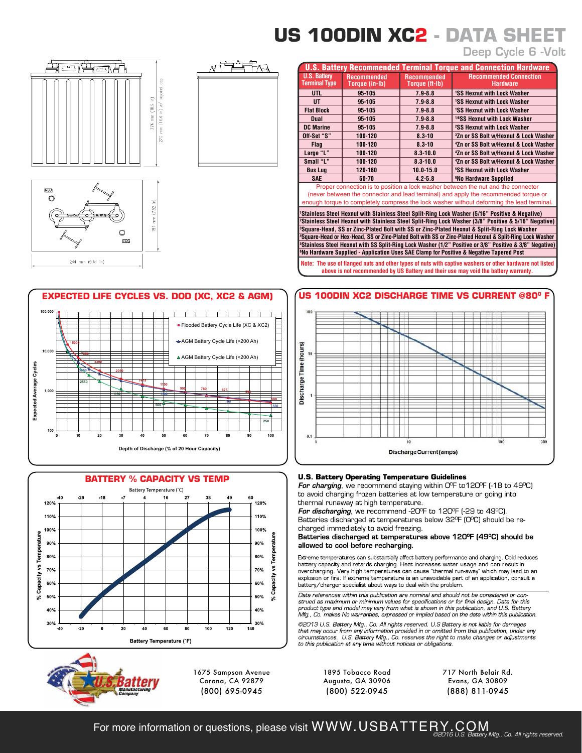# US 100DIN XC2 - DATA SHEET

Deep Cycle 6 -Volt

276 mm (10.9 in)

270 mm (10.6 in) w/ bayonet cap

191 mm (7.52 in)

244 mm (9.61 in)

## U.S. Battery Recommended Terminal Torque and Connection Hardware

| U.S. Battery Terminal Type | Recommended Torque (in-lb) | Recommended Torque (ft-lb) | Recommended Connection Hardware |
|---|---|---|---|
| UTL | 95-105 | 7.9-8.8 | [1]SS Hexnut with Lock Washer |
| UT | 95-105 | 7.9-8.8 | [1]SS Hexnut with Lock Washer |
| Flat Block | 95-105 | 7.9-8.8 | [1]SS Hexnut with Lock Washer |
| Dual | 95-105 | 7.9-8.8 | [1/6]SS Hexnut with Lock Washer |
| DC Marine | 95-105 | 7.9-8.8 | [2]SS Hexnut with Lock Washer |
| Off-Set "S" | 100-120 | 8.3-10 | [3]Zn or SS Bolt w/Hexnut & Lock Washer |
| Flag | 100-120 | 8.3-10 | [4]Zn or SS Bolt w/Hexnut & Lock Washer |
| Large "L" | 100-120 | 8.3-10.0 | [4]Zn or SS Bolt w/Hexnut & Lock Washer |
| Small "L" | 100-120 | 8.3-10.0 | [4]Zn or SS Bolt w/Hexnut & Lock Washer |
| Bus Lug | 120-180 | 10.0-15.0 | [5]SS Hexnut with Lock Washer |
| SAE | 50-70 | 4.2-5.8 | [6]No Hardware Supplied |

Proper connection is to position a lock washer between the nut and the connector (never between the connector and lead terminal) and apply the recommended torque or enough torque to completely compress the lock washer without deforming the lead terminal.

[1]Stainless Steel Hexnut with Stainless Steel Split-Ring Lock Washer (5/16" Positive & Negative)
[2]Stainless Steel Hexnut with Stainless Steel Split-Ring Lock Washer (3/8" Positive & 5/16" Negative)
[3]Square-Head, SS or Zinc-Plated Bolt with SS or Zinc-Plated Hexnut & Split-Ring Lock Washer
[4]Square-Head or Hex-Head, SS or Zinc-Plated Bolt with SS or Zinc-Plated Hexnut & Split-Ring Lock Washer
[5]Stainless Steel Hexnut with SS Split-Ring Lock Washer (1/2" Positive or 3/8" Positive & 3/8" Negative)
[6]No Hardware Supplied - Application Uses SAE Clamp for Positive & Negative Tapered Post

**Note: The use of flanged nuts and other types of nuts with captive washers or other hardware not listed above is not recommended by US Battery and their use may void the battery warranty.**

## EXPECTED LIFE CYCLES VS. DOD (XC, XC2 & AGM)

Flooded Battery Cycle Life (XC & XC2)
AGM Battery Cycle Life (>200 Ah)
AGM Battery Cycle Life (<200 Ah)

Expected Average Cycles: 100,000; 10,000; 1,000; 100
Depth of Discharge (% of 20 Hour Capacity): 0, 10, 20, 30, 40, 50, 60, 70, 80, 90, 100

15000, 7000, 3300, 2050, 1475, 1150, 950, 780, 675, 590, 500, 3600, 2550, 1150, 1150, 500, 700, 550, 250

## US 100DIN XC2 DISCHARGE TIME VS CURRENT @80° F

Discharge Time (hours): 100, 10, 1, 0.1
Discharge Current (amps): 1, 10, 100, 300

## BATTERY % CAPACITY VS TEMP

Battery Temperature (°C): -40, -29, -18, -7, 4, 16, 27, 38, 49, 60
% Capacity vs Temperature: 120%, 110%, 100%, 90%, 80%, 70%, 60%, 50%, 40%, 30%
Battery Temperature (°F): -40, -20, 0, 20, 40, 60, 80, 100, 120, 140

### U.S. Battery Operating Temperature Guidelines

***For charging***, we recommend staying within 0ºF to120ºF (-18 to 49ºC) to avoid charging frozen batteries at low temperature or going into thermal runaway at high temperature.

***For discharging***, we recommend -20ºF to 120ºF (-29 to 49ºC). Batteries discharged at temperatures below 32ºF (0ºC) should be re-charged immediately to avoid freezing.

**Batteries discharged at temperatures above 120ºF (49ºC) should be allowed to cool before recharging.**

Extreme temperatures can substantially affect battery performance and charging. Cold reduces battery capacity and retards charging. Heat increases water usage and can result in overcharging. Very high temperatures can cause "thermal run-away" which may lead to an explosion or fire. If extreme temperature is an unavoidable part of an application, consult a battery/charger specialist about ways to deal with the problem.

*Data references within this publication are nominal and should not be considered or construed as maximum or minimum values for specifications or for final design. Data for this product type and model may vary from what is shown in this publication, and U.S. Battery Mfg., Co. makes No warranties, expressed or implied based on the data within this publication.*

*©2013 U.S. Battery Mfg., Co. All rights reserved. U.S Battery is not liable for damages that may occur from any information provided in or omitted from this publication, under any circumstances. U.S. Battery Mfg., Co. reserves the right to make changes or adjustments to this publication at any time without notices or obligations.*

U.S. Battery Manufacturing Company

1675 Sampson Avenue
Corona, CA 92879
(800) 695-0945

1895 Tobacco Road
Augusta, GA 30906
(800) 522-0945

717 North Belair Rd.
Evans, GA 30809
(888) 811-0945

For more information or questions, please visit WWW.USBATTERY.COM

©2016 U.S. Battery Mfg., Co. All rights reserved.